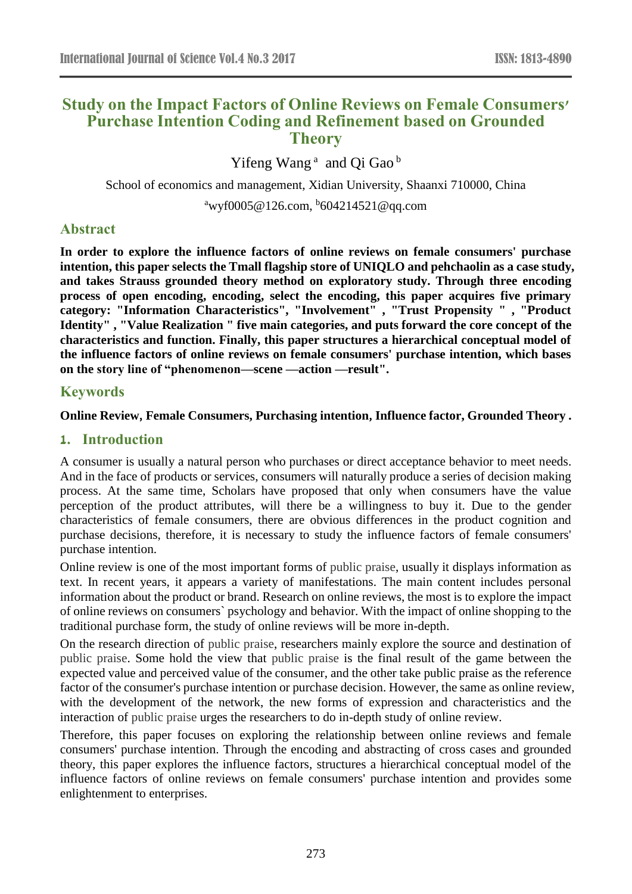# Study on the Impact Factors of Online Reviews on Female Consumers' Purchase Intention Coding and Refinement based on Grounded Theory

Yifeng Wang [a] and Qi Gao [b]

School of economics and management, Xidian University, Shaanxi 710000, China

[a]wyf0005@126.com, [b]604214521@qq.com

## Abstract

**In order to explore the influence factors of online reviews on female consumers' purchase intention, this paper selects the Tmall flagship store of UNIQLO and pehchaolin as a case study, and takes Strauss grounded theory method on exploratory study. Through three encoding process of open encoding, encoding, select the encoding, this paper acquires five primary category: "Information Characteristics", "Involvement" , "Trust Propensity " , "Product Identity" , "Value Realization " five main categories, and puts forward the core concept of the characteristics and function. Finally, this paper structures a hierarchical conceptual model of the influence factors of online reviews on female consumers' purchase intention, which bases on the story line of "phenomenon—scene —action —result".**

## Keywords

**Online Review, Female Consumers, Purchasing intention, Influence factor, Grounded Theory .**

## 1. Introduction

A consumer is usually a natural person who purchases or direct acceptance behavior to meet needs. And in the face of products or services, consumers will naturally produce a series of decision making process. At the same time, Scholars have proposed that only when consumers have the value perception of the product attributes, will there be a willingness to buy it. Due to the gender characteristics of female consumers, there are obvious differences in the product cognition and purchase decisions, therefore, it is necessary to study the influence factors of female consumers' purchase intention.

Online review is one of the most important forms of public praise, usually it displays information as text. In recent years, it appears a variety of manifestations. The main content includes personal information about the product or brand. Research on online reviews, the most is to explore the impact of online reviews on consumers` psychology and behavior. With the impact of online shopping to the traditional purchase form, the study of online reviews will be more in-depth.

On the research direction of public praise, researchers mainly explore the source and destination of public praise. Some hold the view that public praise is the final result of the game between the expected value and perceived value of the consumer, and the other take public praise as the reference factor of the consumer's purchase intention or purchase decision. However, the same as online review, with the development of the network, the new forms of expression and characteristics and the interaction of public praise urges the researchers to do in-depth study of online review.

Therefore, this paper focuses on exploring the relationship between online reviews and female consumers' purchase intention. Through the encoding and abstracting of cross cases and grounded theory, this paper explores the influence factors, structures a hierarchical conceptual model of the influence factors of online reviews on female consumers' purchase intention and provides some enlightenment to enterprises.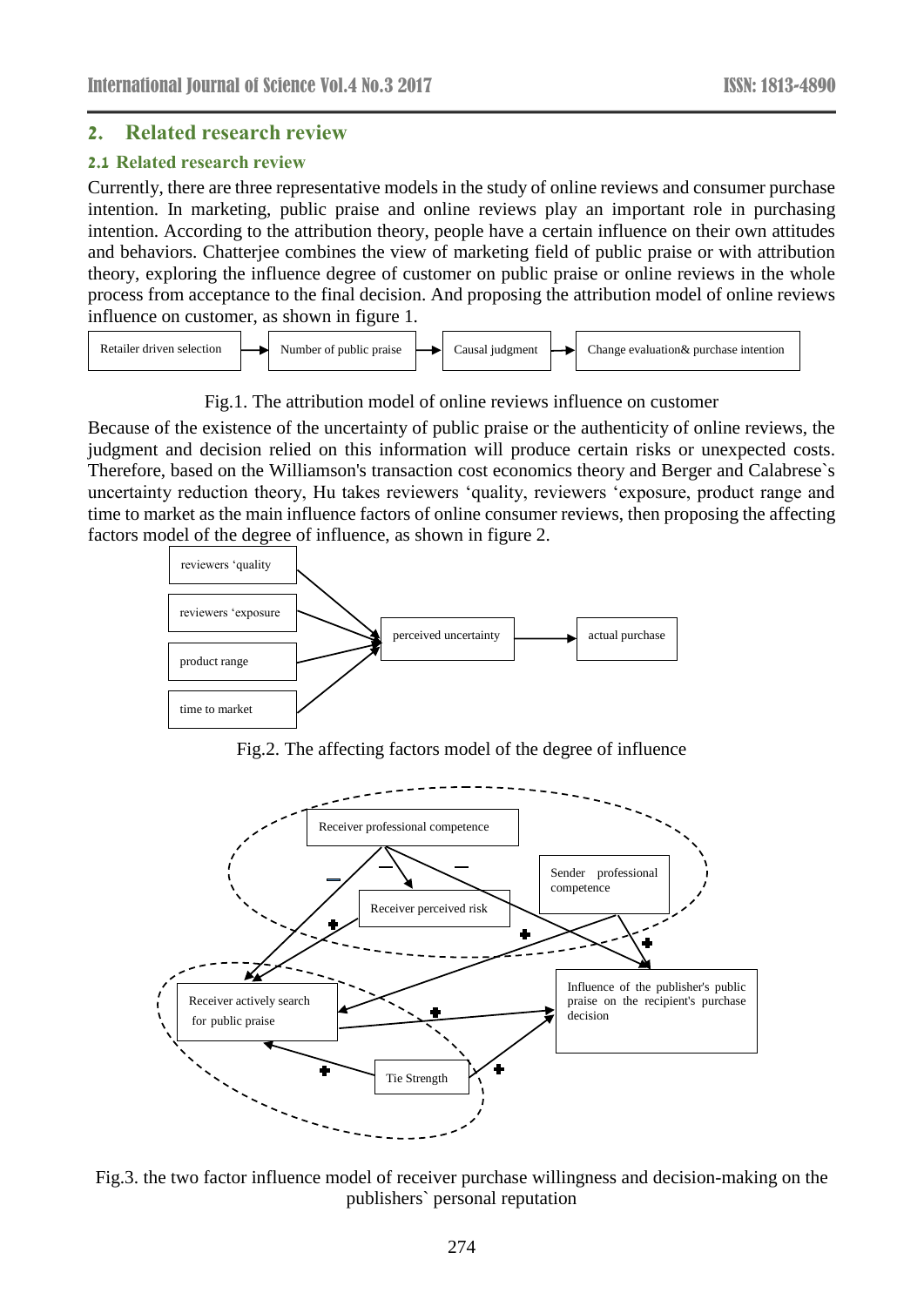## 2. Related research review

### 2.1 Related research review

Currently, there are three representative models in the study of online reviews and consumer purchase intention. In marketing, public praise and online reviews play an important role in purchasing intention. According to the attribution theory, people have a certain influence on their own attitudes and behaviors. Chatterjee combines the view of marketing field of public praise or with attribution theory, exploring the influence degree of customer on public praise or online reviews in the whole process from acceptance to the final decision. And proposing the attribution model of online reviews influence on customer, as shown in figure 1.

Retailer driven selection → Number of public praise → Causal judgment → Change evaluation& purchase intention

Fig.1. The attribution model of online reviews influence on customer

Because of the existence of the uncertainty of public praise or the authenticity of online reviews, the judgment and decision relied on this information will produce certain risks or unexpected costs. Therefore, based on the Williamson's transaction cost economics theory and Berger and Calabrese`s uncertainty reduction theory, Hu takes reviewers 'quality, reviewers 'exposure, product range and time to market as the main influence factors of online consumer reviews, then proposing the affecting factors model of the degree of influence, as shown in figure 2.

reviewers 'quality / reviewers 'exposure / product range / time to market → perceived uncertainty → actual purchase

Fig.2. The affecting factors model of the degree of influence

Receiver professional competence; Sender professional competence; Receiver perceived risk; Receiver actively search for public praise; Influence of the publisher's public praise on the recipient's purchase decision; Tie Strength

Fig.3. the two factor influence model of receiver purchase willingness and decision-making on the publishers` personal reputation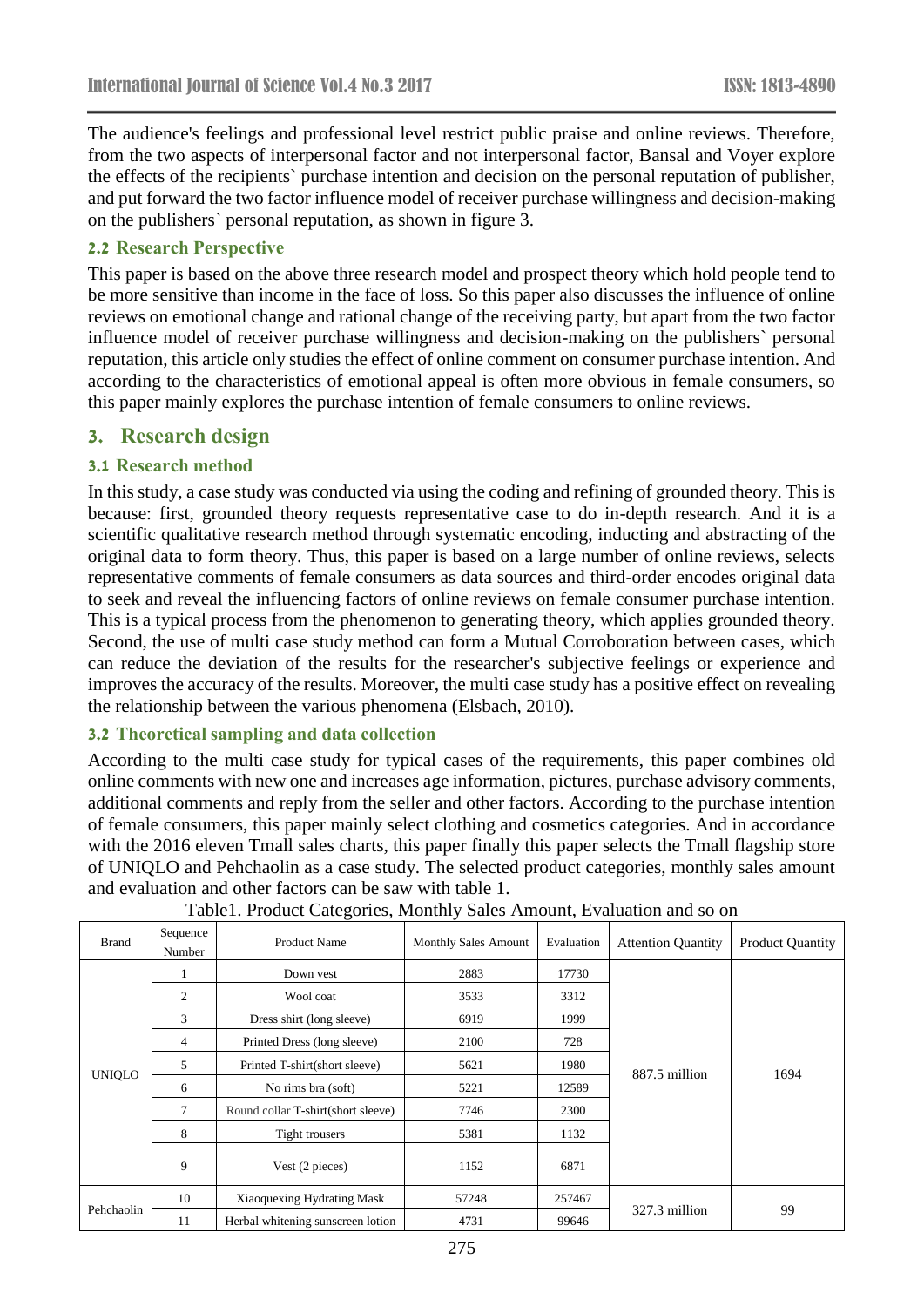The audience's feelings and professional level restrict public praise and online reviews. Therefore, from the two aspects of interpersonal factor and not interpersonal factor, Bansal and Voyer explore the effects of the recipients` purchase intention and decision on the personal reputation of publisher, and put forward the two factor influence model of receiver purchase willingness and decision-making on the publishers` personal reputation, as shown in figure 3.

### 2.2 Research Perspective

This paper is based on the above three research model and prospect theory which hold people tend to be more sensitive than income in the face of loss. So this paper also discusses the influence of online reviews on emotional change and rational change of the receiving party, but apart from the two factor influence model of receiver purchase willingness and decision-making on the publishers` personal reputation, this article only studies the effect of online comment on consumer purchase intention. And according to the characteristics of emotional appeal is often more obvious in female consumers, so this paper mainly explores the purchase intention of female consumers to online reviews.

## 3. Research design

### 3.1 Research method

In this study, a case study was conducted via using the coding and refining of grounded theory. This is because: first, grounded theory requests representative case to do in-depth research. And it is a scientific qualitative research method through systematic encoding, inducting and abstracting of the original data to form theory. Thus, this paper is based on a large number of online reviews, selects representative comments of female consumers as data sources and third-order encodes original data to seek and reveal the influencing factors of online reviews on female consumer purchase intention. This is a typical process from the phenomenon to generating theory, which applies grounded theory. Second, the use of multi case study method can form a Mutual Corroboration between cases, which can reduce the deviation of the results for the researcher's subjective feelings or experience and improves the accuracy of the results. Moreover, the multi case study has a positive effect on revealing the relationship between the various phenomena (Elsbach, 2010).

### 3.2 Theoretical sampling and data collection

According to the multi case study for typical cases of the requirements, this paper combines old online comments with new one and increases age information, pictures, purchase advisory comments, additional comments and reply from the seller and other factors. According to the purchase intention of female consumers, this paper mainly select clothing and cosmetics categories. And in accordance with the 2016 eleven Tmall sales charts, this paper finally this paper selects the Tmall flagship store of UNIQLO and Pehchaolin as a case study. The selected product categories, monthly sales amount and evaluation and other factors can be saw with table 1.

Table1. Product Categories, Monthly Sales Amount, Evaluation and so on

| Brand | Sequence Number | Product Name | Monthly Sales Amount | Evaluation | Attention Quantity | Product Quantity |
|---|---|---|---|---|---|---|
| UNIQLO | 1 | Down vest | 2883 | 17730 | 887.5 million | 1694 |
| | 2 | Wool coat | 3533 | 3312 | | |
| | 3 | Dress shirt (long sleeve) | 6919 | 1999 | | |
| | 4 | Printed Dress (long sleeve) | 2100 | 728 | | |
| | 5 | Printed T-shirt(short sleeve) | 5621 | 1980 | | |
| | 6 | No rims bra (soft) | 5221 | 12589 | | |
| | 7 | Round collar T-shirt(short sleeve) | 7746 | 2300 | | |
| | 8 | Tight trousers | 5381 | 1132 | | |
| | 9 | Vest (2 pieces) | 1152 | 6871 | | |
| Pehchaolin | 10 | Xiaoquexing Hydrating Mask | 57248 | 257467 | 327.3 million | 99 |
| | 11 | Herbal whitening sunscreen lotion | 4731 | 99646 | | |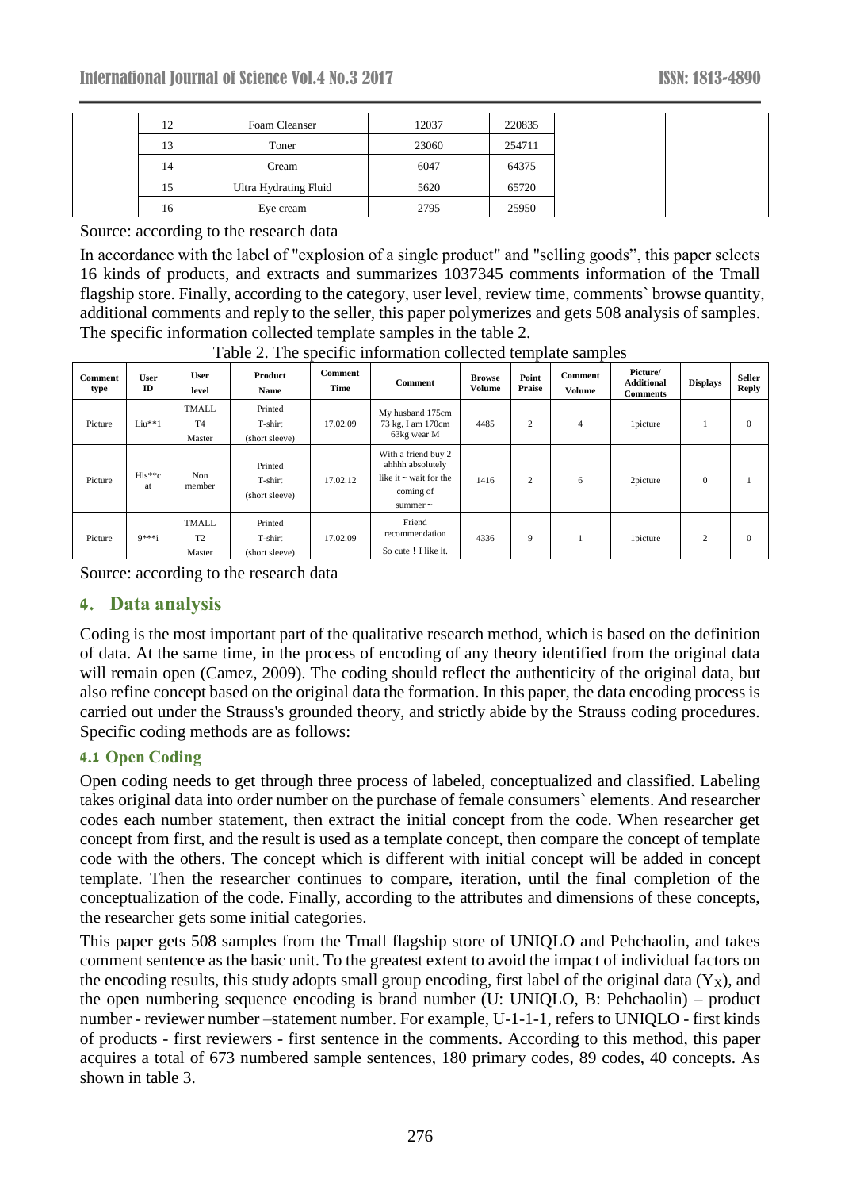| | 12 | Foam Cleanser | 12037 | 220835 | | |
|---|---|---|---|---|---|---|
| | 13 | Toner | 23060 | 254711 | | |
| | 14 | Cream | 6047 | 64375 | | |
| | 15 | Ultra Hydrating Fluid | 5620 | 65720 | | |
| | 16 | Eye cream | 2795 | 25950 | | |

Source: according to the research data

In accordance with the label of "explosion of a single product" and "selling goods", this paper selects 16 kinds of products, and extracts and summarizes 1037345 comments information of the Tmall flagship store. Finally, according to the category, user level, review time, comments` browse quantity, additional comments and reply to the seller, this paper polymerizes and gets 508 analysis of samples. The specific information collected template samples in the table 2.

Table 2. The specific information collected template samples

| Comment type | User ID | User level | Product Name | Comment Time | Comment | Browse Volume | Point Praise | Comment Volume | Picture/ Additional Comments | Displays | Seller Reply |
|---|---|---|---|---|---|---|---|---|---|---|---|
| Picture | Liu**1 | TMALL T4 Master | Printed T-shirt (short sleeve) | 17.02.09 | My husband 175cm 73 kg, I am 170cm 63kg wear M | 4485 | 2 | 4 | 1picture | 1 | 0 |
| Picture | His**cat | Non member | Printed T-shirt (short sleeve) | 17.02.12 | With a friend buy 2 ahhhh absolutely like it ~ wait for the coming of summer ~ | 1416 | 2 | 6 | 2picture | 0 | 1 |
| Picture | 9***i | TMALL T2 Master | Printed T-shirt (short sleeve) | 17.02.09 | Friend recommendation So cute！I like it. | 4336 | 9 | 1 | 1picture | 2 | 0 |

Source: according to the research data

## 4. Data analysis

Coding is the most important part of the qualitative research method, which is based on the definition of data. At the same time, in the process of encoding of any theory identified from the original data will remain open (Camez, 2009). The coding should reflect the authenticity of the original data, but also refine concept based on the original data the formation. In this paper, the data encoding process is carried out under the Strauss's grounded theory, and strictly abide by the Strauss coding procedures. Specific coding methods are as follows:

### 4.1 Open Coding

Open coding needs to get through three process of labeled, conceptualized and classified. Labeling takes original data into order number on the purchase of female consumers` elements. And researcher codes each number statement, then extract the initial concept from the code. When researcher get concept from first, and the result is used as a template concept, then compare the concept of template code with the others. The concept which is different with initial concept will be added in concept template. Then the researcher continues to compare, iteration, until the final completion of the conceptualization of the code. Finally, according to the attributes and dimensions of these concepts, the researcher gets some initial categories.

This paper gets 508 samples from the Tmall flagship store of UNIQLO and Pehchaolin, and takes comment sentence as the basic unit. To the greatest extent to avoid the impact of individual factors on the encoding results, this study adopts small group encoding, first label of the original data ($Y_X$), and the open numbering sequence encoding is brand number (U: UNIQLO, B: Pehchaolin) – product number - reviewer number –statement number. For example, U-1-1-1, refers to UNIQLO - first kinds of products - first reviewers - first sentence in the comments. According to this method, this paper acquires a total of 673 numbered sample sentences, 180 primary codes, 89 codes, 40 concepts. As shown in table 3.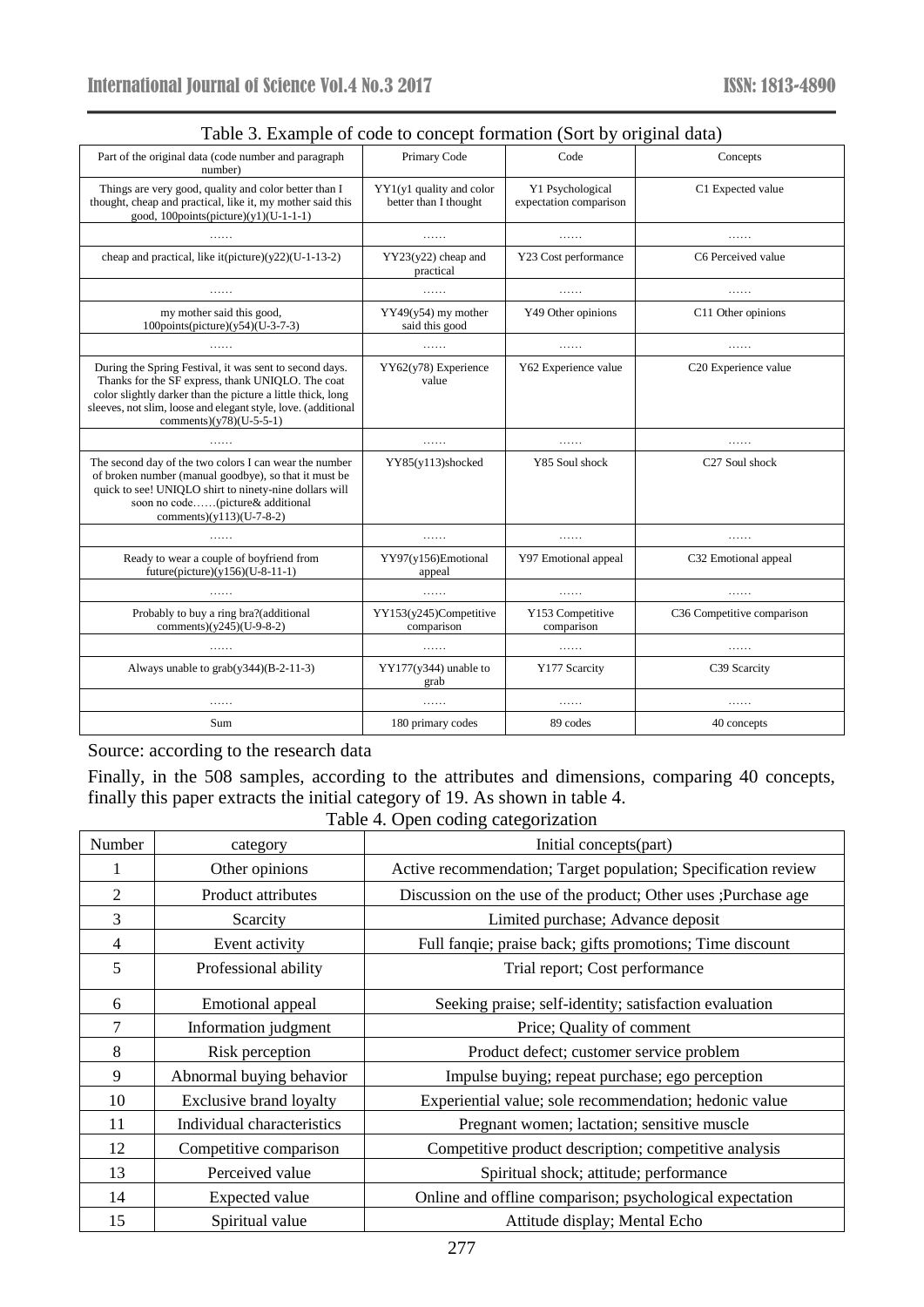Table 3. Example of code to concept formation (Sort by original data)

| Part of the original data (code number and paragraph number) | Primary Code | Code | Concepts |
|---|---|---|---|
| Things are very good, quality and color better than I thought, cheap and practical, like it, my mother said this good, 100points(picture)(y1)(U-1-1-1) | YY1(y1 quality and color better than I thought | Y1 Psychological expectation comparison | C1 Expected value |
| …… | …… | …… | …… |
| cheap and practical, like it(picture)(y22)(U-1-13-2) | YY23(y22) cheap and practical | Y23 Cost performance | C6 Perceived value |
| …… | …… | …… | …… |
| my mother said this good, 100points(picture)(y54)(U-3-7-3) | YY49(y54) my mother said this good | Y49 Other opinions | C11 Other opinions |
| …… | …… | …… | …… |
| During the Spring Festival, it was sent to second days. Thanks for the SF express, thank UNIQLO. The coat color slightly darker than the picture a little thick, long sleeves, not slim, loose and elegant style, love. (additional comments)(y78)(U-5-5-1) | YY62(y78) Experience value | Y62 Experience value | C20 Experience value |
| …… | …… | …… | …… |
| The second day of the two colors I can wear the number of broken number (manual goodbye), so that it must be quick to see! UNIQLO shirt to ninety-nine dollars will soon no code……(picture& additional comments)(y113)(U-7-8-2) | YY85(y113)shocked | Y85 Soul shock | C27 Soul shock |
| …… | …… | …… | …… |
| Ready to wear a couple of boyfriend from future(picture)(y156)(U-8-11-1) | YY97(y156)Emotional appeal | Y97 Emotional appeal | C32 Emotional appeal |
| …… | …… | …… | …… |
| Probably to buy a ring bra?(additional comments)(y245)(U-9-8-2) | YY153(y245)Competitive comparison | Y153 Competitive comparison | C36 Competitive comparison |
| …… | …… | …… | …… |
| Always unable to grab(y344)(B-2-11-3) | YY177(y344) unable to grab | Y177 Scarcity | C39 Scarcity |
| …… | …… | …… | …… |
| Sum | 180 primary codes | 89 codes | 40 concepts |

Source: according to the research data

Finally, in the 508 samples, according to the attributes and dimensions, comparing 40 concepts, finally this paper extracts the initial category of 19. As shown in table 4.

Table 4. Open coding categorization

| Number | category | Initial concepts(part) |
|---|---|---|
| 1 | Other opinions | Active recommendation; Target population; Specification review |
| 2 | Product attributes | Discussion on the use of the product; Other uses ;Purchase age |
| 3 | Scarcity | Limited purchase; Advance deposit |
| 4 | Event activity | Full fanqie; praise back; gifts promotions; Time discount |
| 5 | Professional ability | Trial report; Cost performance |
| 6 | Emotional appeal | Seeking praise; self-identity; satisfaction evaluation |
| 7 | Information judgment | Price; Quality of comment |
| 8 | Risk perception | Product defect; customer service problem |
| 9 | Abnormal buying behavior | Impulse buying; repeat purchase; ego perception |
| 10 | Exclusive brand loyalty | Experiential value; sole recommendation; hedonic value |
| 11 | Individual characteristics | Pregnant women; lactation; sensitive muscle |
| 12 | Competitive comparison | Competitive product description; competitive analysis |
| 13 | Perceived value | Spiritual shock; attitude; performance |
| 14 | Expected value | Online and offline comparison; psychological expectation |
| 15 | Spiritual value | Attitude display; Mental Echo |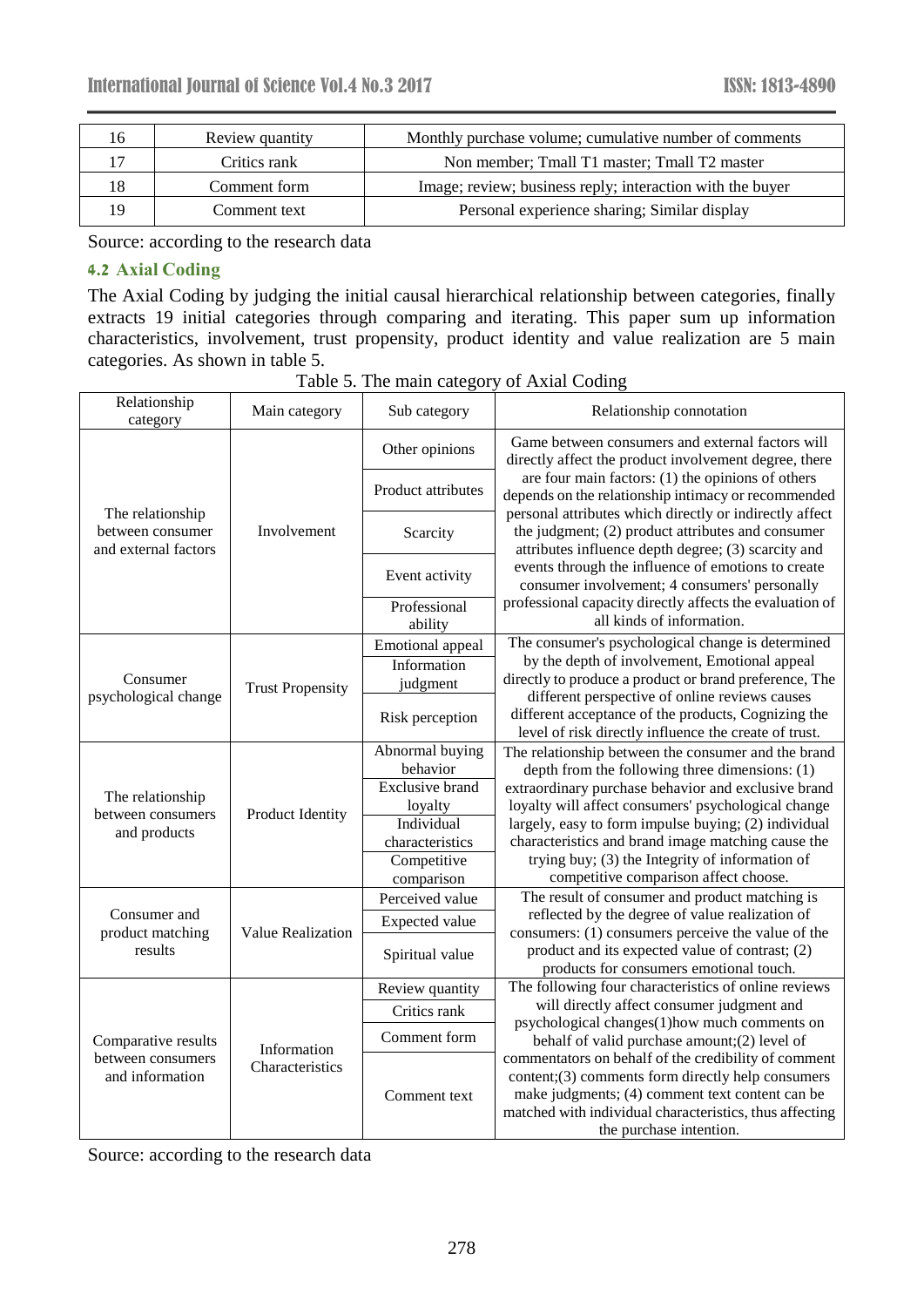| 16 | Review quantity | Monthly purchase volume; cumulative number of comments |
|---|---|---|
| 17 | Critics rank | Non member; Tmall T1 master; Tmall T2 master |
| 18 | Comment form | Image; review; business reply; interaction with the buyer |
| 19 | Comment text | Personal experience sharing; Similar display |

Source: according to the research data

### 4.2 Axial Coding

The Axial Coding by judging the initial causal hierarchical relationship between categories, finally extracts 19 initial categories through comparing and iterating. This paper sum up information characteristics, involvement, trust propensity, product identity and value realization are 5 main categories. As shown in table 5.

Table 5. The main category of Axial Coding

| Relationship category | Main category | Sub category | Relationship connotation |
|---|---|---|---|
| The relationship between consumer and external factors | Involvement | Other opinions<br>Product attributes<br>Scarcity<br>Event activity<br>Professional ability | Game between consumers and external factors will directly affect the product involvement degree, there are four main factors: (1) the opinions of others depends on the relationship intimacy or recommended personal attributes which directly or indirectly affect the judgment; (2) product attributes and consumer attributes influence depth degree; (3) scarcity and events through the influence of emotions to create consumer involvement; 4 consumers' personally professional capacity directly affects the evaluation of all kinds of information. |
| Consumer psychological change | Trust Propensity | Emotional appeal<br>Information judgment<br>Risk perception | The consumer's psychological change is determined by the depth of involvement, Emotional appeal directly to produce a product or brand preference, The different perspective of online reviews causes different acceptance of the products, Cognizing the level of risk directly influence the create of trust. |
| The relationship between consumers and products | Product Identity | Abnormal buying behavior<br>Exclusive brand loyalty<br>Individual characteristics<br>Competitive comparison | The relationship between the consumer and the brand depth from the following three dimensions: (1) extraordinary purchase behavior and exclusive brand loyalty will affect consumers' psychological change largely, easy to form impulse buying; (2) individual characteristics and brand image matching cause the trying buy; (3) the Integrity of information of competitive comparison affect choose. |
| Consumer and product matching results | Value Realization | Perceived value<br>Expected value<br>Spiritual value | The result of consumer and product matching is reflected by the degree of value realization of consumers: (1) consumers perceive the value of the product and its expected value of contrast; (2) products for consumers emotional touch. |
| Comparative results between consumers and information | Information Characteristics | Review quantity<br>Critics rank<br>Comment form<br>Comment text | The following four characteristics of online reviews will directly affect consumer judgment and psychological changes(1)how much comments on behalf of valid purchase amount;(2) level of commentators on behalf of the credibility of comment content;(3) comments form directly help consumers make judgments; (4) comment text content can be matched with individual characteristics, thus affecting the purchase intention. |

Source: according to the research data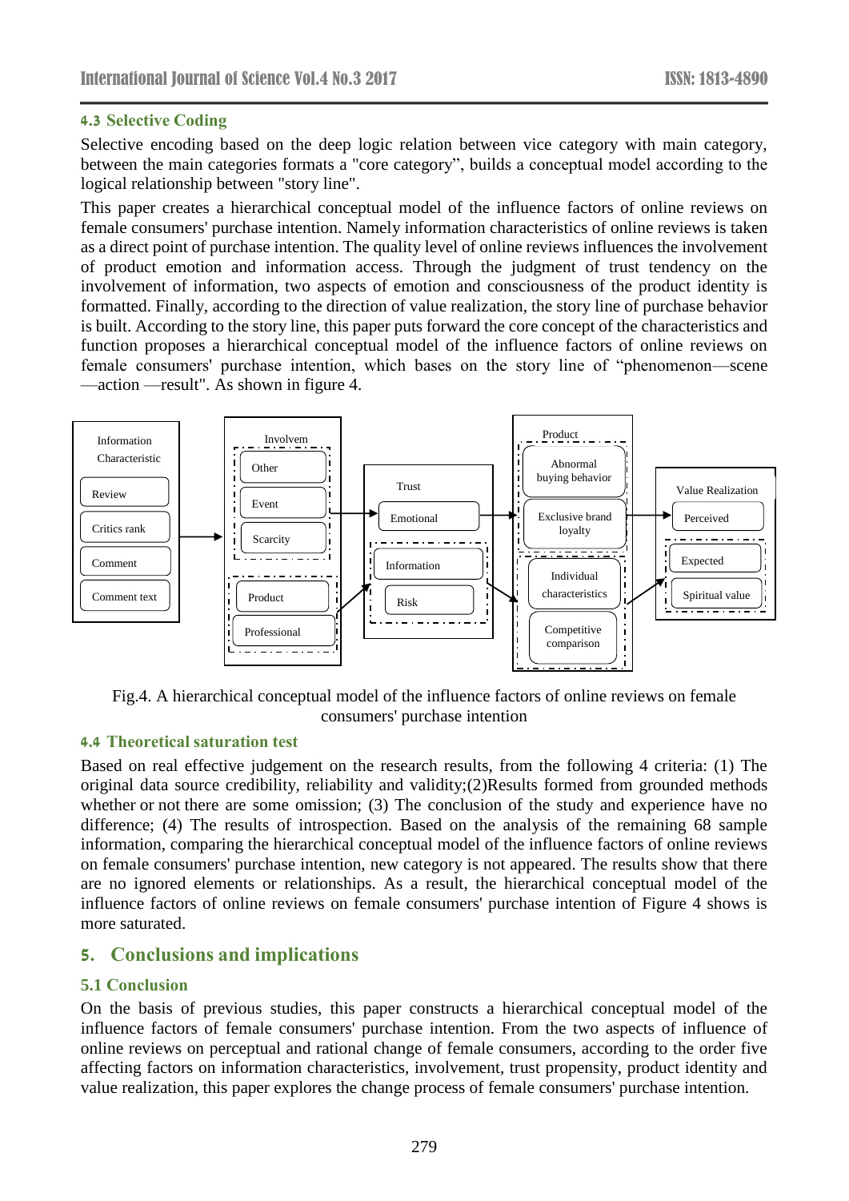### 4.3 Selective Coding

Selective encoding based on the deep logic relation between vice category with main category, between the main categories formats a "core category", builds a conceptual model according to the logical relationship between "story line".

This paper creates a hierarchical conceptual model of the influence factors of online reviews on female consumers' purchase intention. Namely information characteristics of online reviews is taken as a direct point of purchase intention. The quality level of online reviews influences the involvement of product emotion and information access. Through the judgment of trust tendency on the involvement of information, two aspects of emotion and consciousness of the product identity is formatted. Finally, according to the direction of value realization, the story line of purchase behavior is built. According to the story line, this paper puts forward the core concept of the characteristics and function proposes a hierarchical conceptual model of the influence factors of online reviews on female consumers' purchase intention, which bases on the story line of "phenomenon—scene—action —result". As shown in figure 4.

Fig.4. A hierarchical conceptual model of the influence factors of online reviews on female consumers' purchase intention

### 4.4 Theoretical saturation test

Based on real effective judgement on the research results, from the following 4 criteria: (1) The original data source credibility, reliability and validity;(2)Results formed from grounded methods whether or not there are some omission; (3) The conclusion of the study and experience have no difference; (4) The results of introspection. Based on the analysis of the remaining 68 sample information, comparing the hierarchical conceptual model of the influence factors of online reviews on female consumers' purchase intention, new category is not appeared. The results show that there are no ignored elements or relationships. As a result, the hierarchical conceptual model of the influence factors of online reviews on female consumers' purchase intention of Figure 4 shows is more saturated.

## 5. Conclusions and implications

### 5.1 Conclusion

On the basis of previous studies, this paper constructs a hierarchical conceptual model of the influence factors of female consumers' purchase intention. From the two aspects of influence of online reviews on perceptual and rational change of female consumers, according to the order five affecting factors on information characteristics, involvement, trust propensity, product identity and value realization, this paper explores the change process of female consumers' purchase intention.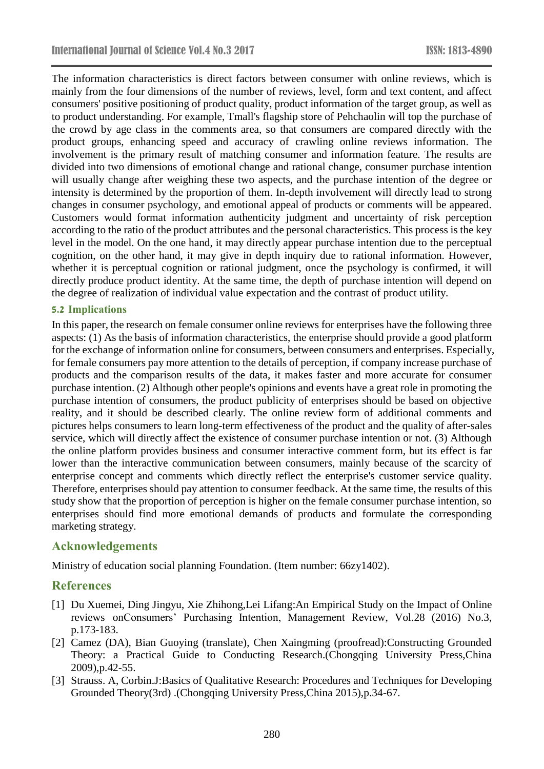The information characteristics is direct factors between consumer with online reviews, which is mainly from the four dimensions of the number of reviews, level, form and text content, and affect consumers' positive positioning of product quality, product information of the target group, as well as to product understanding. For example, Tmall's flagship store of Pehchaolin will top the purchase of the crowd by age class in the comments area, so that consumers are compared directly with the product groups, enhancing speed and accuracy of crawling online reviews information. The involvement is the primary result of matching consumer and information feature. The results are divided into two dimensions of emotional change and rational change, consumer purchase intention will usually change after weighing these two aspects, and the purchase intention of the degree or intensity is determined by the proportion of them. In-depth involvement will directly lead to strong changes in consumer psychology, and emotional appeal of products or comments will be appeared. Customers would format information authenticity judgment and uncertainty of risk perception according to the ratio of the product attributes and the personal characteristics. This process is the key level in the model. On the one hand, it may directly appear purchase intention due to the perceptual cognition, on the other hand, it may give in depth inquiry due to rational information. However, whether it is perceptual cognition or rational judgment, once the psychology is confirmed, it will directly produce product identity. At the same time, the depth of purchase intention will depend on the degree of realization of individual value expectation and the contrast of product utility.

### 5.2 Implications

In this paper, the research on female consumer online reviews for enterprises have the following three aspects: (1) As the basis of information characteristics, the enterprise should provide a good platform for the exchange of information online for consumers, between consumers and enterprises. Especially, for female consumers pay more attention to the details of perception, if company increase purchase of products and the comparison results of the data, it makes faster and more accurate for consumer purchase intention. (2) Although other people's opinions and events have a great role in promoting the purchase intention of consumers, the product publicity of enterprises should be based on objective reality, and it should be described clearly. The online review form of additional comments and pictures helps consumers to learn long-term effectiveness of the product and the quality of after-sales service, which will directly affect the existence of consumer purchase intention or not. (3) Although the online platform provides business and consumer interactive comment form, but its effect is far lower than the interactive communication between consumers, mainly because of the scarcity of enterprise concept and comments which directly reflect the enterprise's customer service quality. Therefore, enterprises should pay attention to consumer feedback. At the same time, the results of this study show that the proportion of perception is higher on the female consumer purchase intention, so enterprises should find more emotional demands of products and formulate the corresponding marketing strategy.

## Acknowledgements

Ministry of education social planning Foundation. (Item number: 66zy1402).

## References

[1] Du Xuemei, Ding Jingyu, Xie Zhihong,Lei Lifang:An Empirical Study on the Impact of Online reviews onConsumers' Purchasing Intention, Management Review, Vol.28 (2016) No.3, p.173-183.

[2] Camez (DA), Bian Guoying (translate), Chen Xaingming (proofread):Constructing Grounded Theory: a Practical Guide to Conducting Research.(Chongqing University Press,China 2009),p.42-55.

[3] Strauss. A, Corbin.J:Basics of Qualitative Research: Procedures and Techniques for Developing Grounded Theory(3rd) .(Chongqing University Press,China 2015),p.34-67.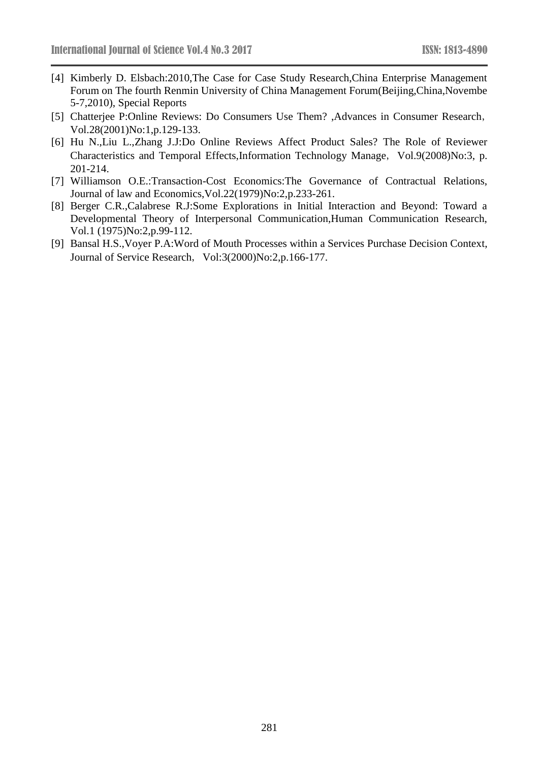[4] Kimberly D. Elsbach:2010,The Case for Case Study Research,China Enterprise Management Forum on The fourth Renmin University of China Management Forum(Beijing,China,Novembe 5-7,2010), Special Reports

[5] Chatterjee P:Online Reviews: Do Consumers Use Them? ,Advances in Consumer Research, Vol.28(2001)No:1,p.129-133.

[6] Hu N.,Liu L.,Zhang J.J:Do Online Reviews Affect Product Sales? The Role of Reviewer Characteristics and Temporal Effects,Information Technology Manage, Vol.9(2008)No:3, p. 201-214.

[7] Williamson O.E.:Transaction-Cost Economics:The Governance of Contractual Relations, Journal of law and Economics,Vol.22(1979)No:2,p.233-261.

[8] Berger C.R.,Calabrese R.J:Some Explorations in Initial Interaction and Beyond: Toward a Developmental Theory of Interpersonal Communication,Human Communication Research, Vol.1 (1975)No:2,p.99-112.

[9] Bansal H.S.,Voyer P.A:Word of Mouth Processes within a Services Purchase Decision Context, Journal of Service Research, Vol:3(2000)No:2,p.166-177.